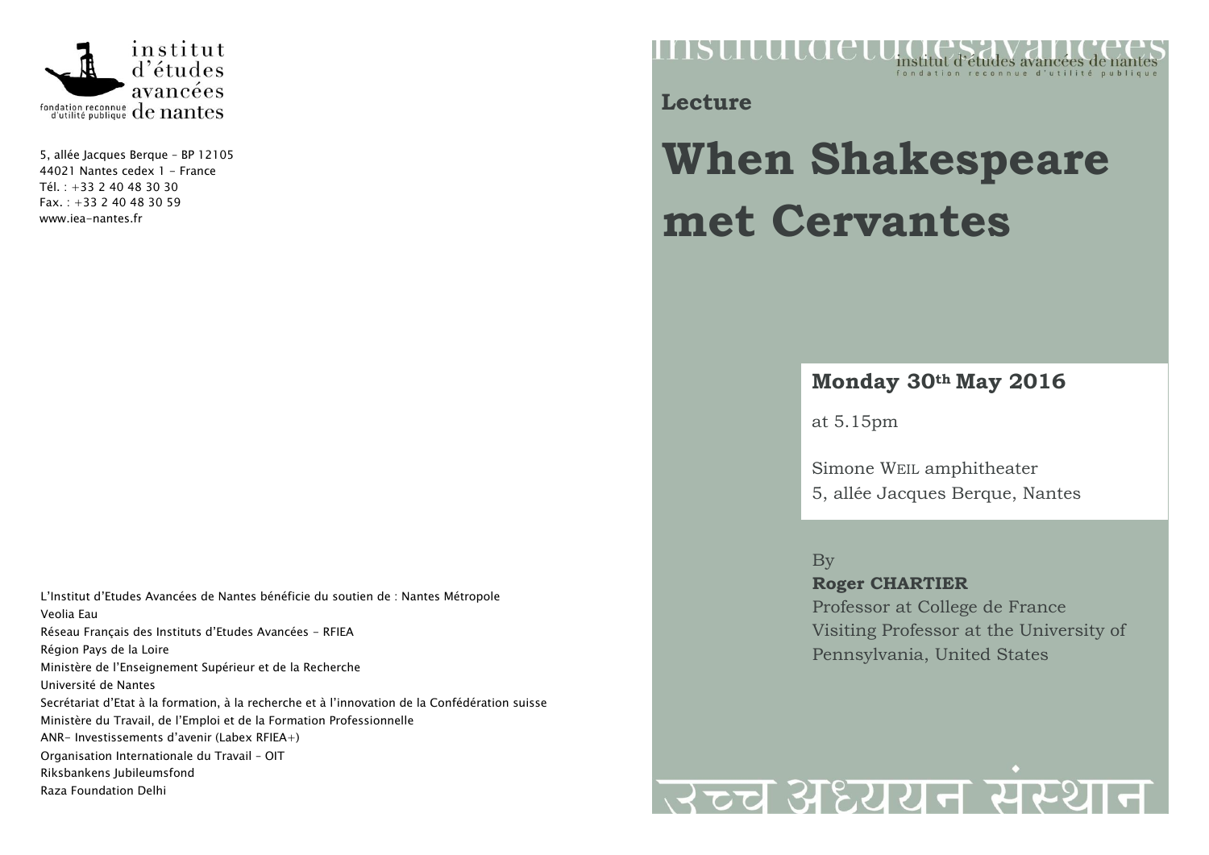institut d'études avancées de nantes

fondation reconnue d'utilité publique

5, allée Jacques Berque – BP 12105
44021 Nantes cedex 1 - France
Tél. : +33 2 40 48 30 30
Fax. : +33 2 40 48 30 59
www.iea-nantes.fr

L'Institut d'Etudes Avancées de Nantes bénéficie du soutien de : Nantes Métropole
Veolia Eau
Réseau Français des Instituts d'Etudes Avancées - RFIEA
Région Pays de la Loire
Ministère de l'Enseignement Supérieur et de la Recherche
Université de Nantes
Secrétariat d'Etat à la formation, à la recherche et à l'innovation de la Confédération suisse
Ministère du Travail, de l'Emploi et de la Formation Professionnelle
ANR- Investissements d'avenir (Labex RFIEA+)
Organisation Internationale du Travail – OIT
Riksbankens Jubileumsfond
Raza Foundation Delhi

institutdetudesavancees

institut d'études avancées de nantes
fondation reconnue d'utilité publique

**Lecture**

# When Shakespeare met Cervantes

## Monday 30th May 2016

at 5.15pm

Simone WEIL amphitheater
5, allée Jacques Berque, Nantes

By
**Roger CHARTIER**
Professor at College de France
Visiting Professor at the University of Pennsylvania, United States

उच्च अध्ययन संस्थान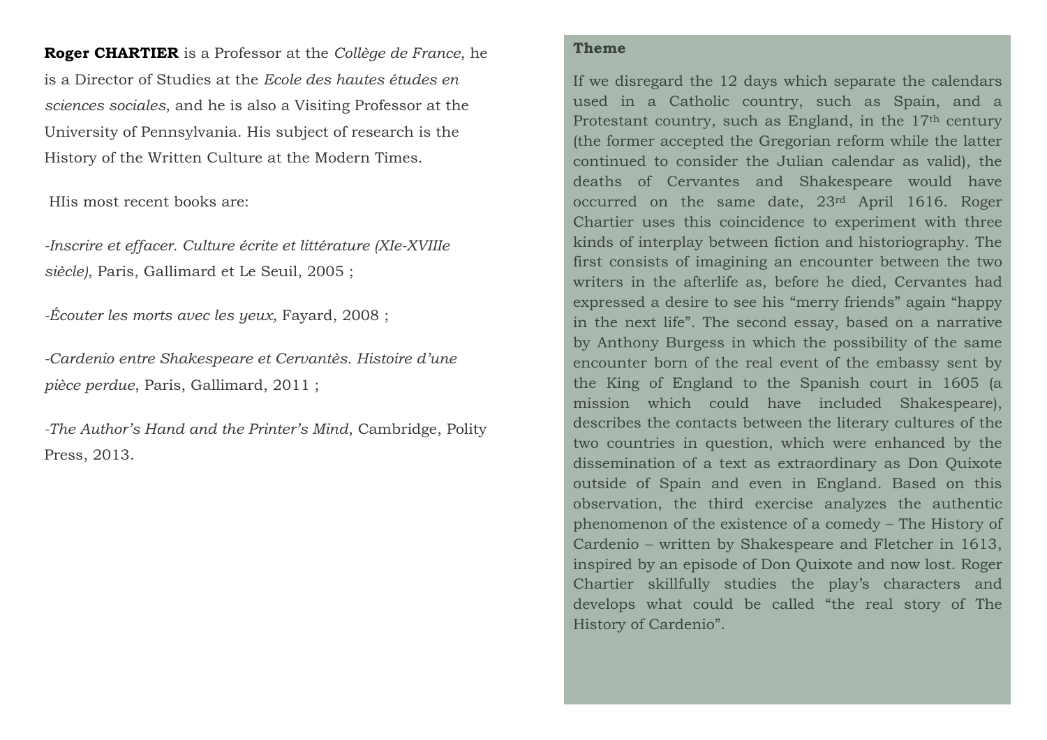**Roger CHARTIER** is a Professor at the *Collège de France*, he is a Director of Studies at the *Ecole des hautes études en sciences sociales*, and he is also a Visiting Professor at the University of Pennsylvania. His subject of research is the History of the Written Culture at the Modern Times.

HIis most recent books are:

-*Inscrire et effacer. Culture écrite et littérature (XIe-XVIIIe siècle)*, Paris, Gallimard et Le Seuil, 2005 ;

-*Écouter les morts avec les yeux,* Fayard, 2008 ;

-*Cardenio entre Shakespeare et Cervantès. Histoire d'une pièce perdue*, Paris, Gallimard, 2011 ;

-*The Author's Hand and the Printer's Mind*, Cambridge, Polity Press, 2013.

**Theme**

If we disregard the 12 days which separate the calendars used in a Catholic country, such as Spain, and a Protestant country, such as England, in the 17th century (the former accepted the Gregorian reform while the latter continued to consider the Julian calendar as valid), the deaths of Cervantes and Shakespeare would have occurred on the same date, 23rd April 1616. Roger Chartier uses this coincidence to experiment with three kinds of interplay between fiction and historiography. The first consists of imagining an encounter between the two writers in the afterlife as, before he died, Cervantes had expressed a desire to see his "merry friends" again "happy in the next life". The second essay, based on a narrative by Anthony Burgess in which the possibility of the same encounter born of the real event of the embassy sent by the King of England to the Spanish court in 1605 (a mission which could have included Shakespeare), describes the contacts between the literary cultures of the two countries in question, which were enhanced by the dissemination of a text as extraordinary as Don Quixote outside of Spain and even in England. Based on this observation, the third exercise analyzes the authentic phenomenon of the existence of a comedy – The History of Cardenio – written by Shakespeare and Fletcher in 1613, inspired by an episode of Don Quixote and now lost. Roger Chartier skillfully studies the play's characters and develops what could be called "the real story of The History of Cardenio".